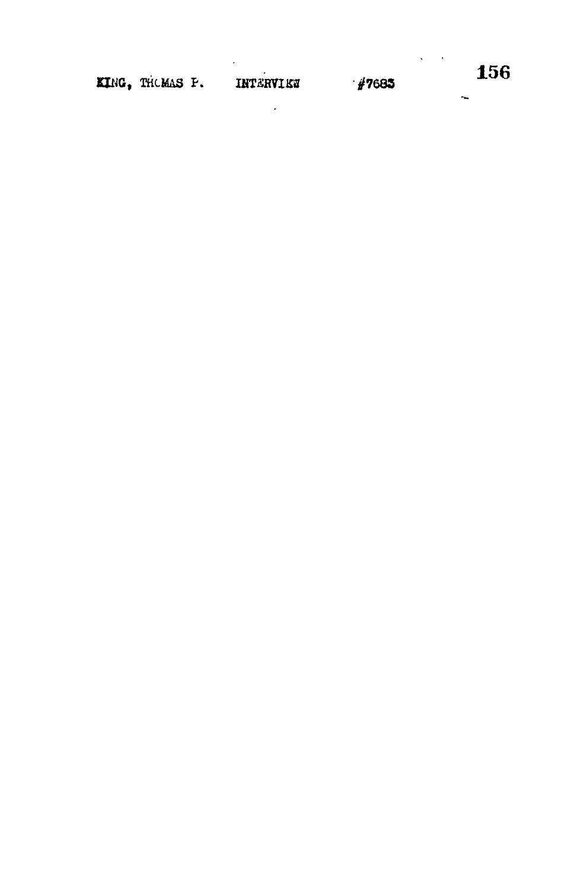KING, THOMAS P. INTERVIEW #7683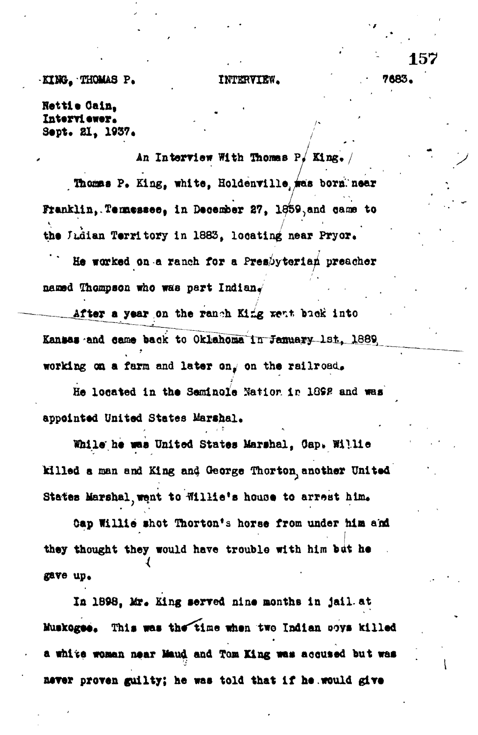KING, THOMAS P. INTERVIEW. 7683.

Nettie Cain,
Interviewer.
Sept. 21, 1937.

An Interview With Thomas P. King.

Thomas P. King, white, Holdenville, was born near Franklin, Tennessee, in December 27, 1859, and came to the Indian Territory in 1883, locating near Pryor.

He worked on a ranch for a Presbyterian preacher named Thompson who was part Indian.

After a year on the ranch King went back into Kansas and came back to Oklahoma in January 1st, 1889, working on a farm and later on, on the railroad.

He located in the Seminole Nation in 1892 and was appointed United States Marshal.

While he was United States Marshal, Cap. Willie killed a man and King and George Thorton, another United States Marshal, went to Willie's house to arrest him.

Cap Willie shot Thorton's horse from under him and they thought they would have trouble with him but he gave up.

In 1898, Mr. King served nine months in jail at Muskogee. This was the time when two Indian boys killed a white woman near Maud and Tom King was accused but was never proven guilty; he was told that if he would give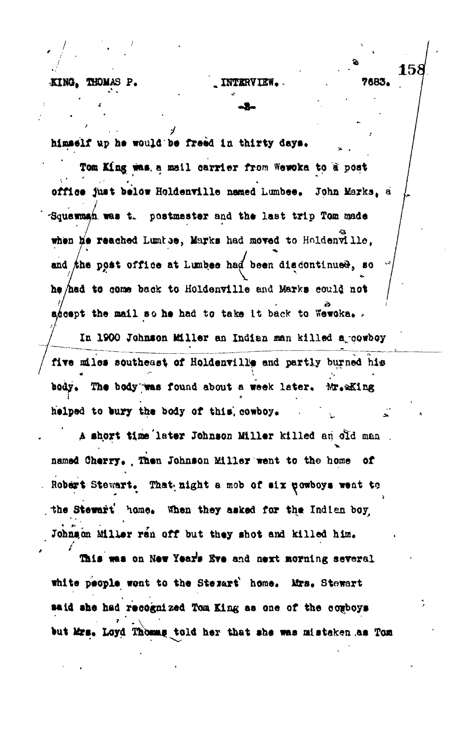himself up he would be freed in thirty days.

Tom King was a mail carrier from Wewoka to a post office just below Holdenville named Lumbee. John Marks, a Squawman was the postmaster and the last trip Tom made when he reached Lumbee, Marks had moved to Holdenville, and the post office at Lumbee had been discontinued, so he had to come back to Holdenville and Marks could not accept the mail so he had to take it back to Wewoka.

In 1900 Johnson Miller an Indian man killed a cowboy five miles southeast of Holdenville and partly burned his body. The body was found about a week later. Mr. King helped to bury the body of this cowboy.

A short time later Johnson Miller killed an old man named Cherry. Then Johnson Miller went to the home of Robert Stewart. That night a mob of six cowboys went to the Stewart home. When they asked for the Indian boy, Johnson Miller ran off but they shot and killed him.

This was on New Year's Eve and next morning several white people went to the Stewart home. Mrs. Stewart said she had recognized Tom King as one of the cowboys but Mrs. Loyd Thomas told her that she was mistaken as Tom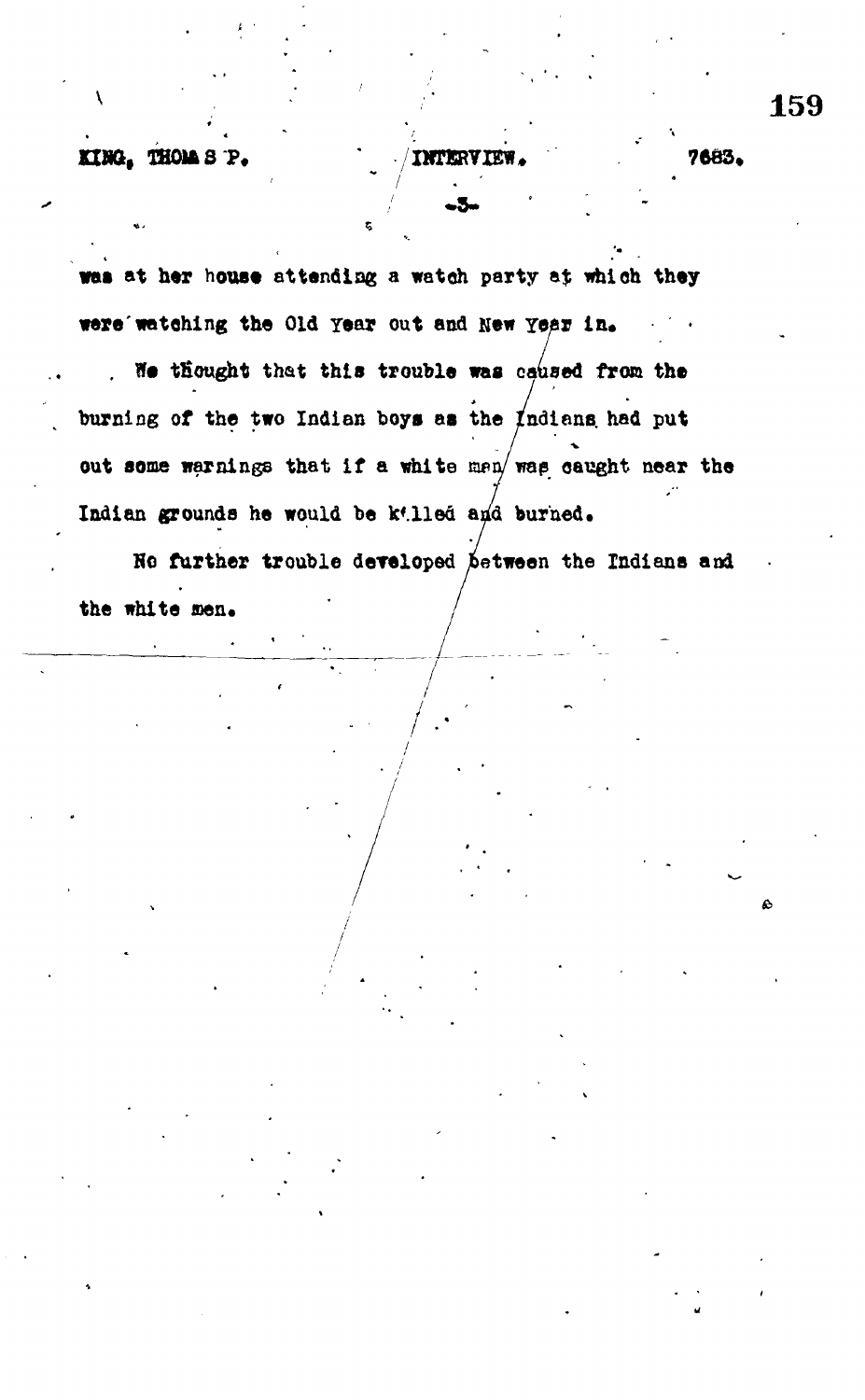was at her house attending a watch party at which they were watching the Old Year out and New Year in.

We thought that this trouble was caused from the burning of the two Indian boys as the Indians had put out some warnings that if a white man was caught near the Indian grounds he would be killed and burned.

No further trouble developed between the Indians and the white men.